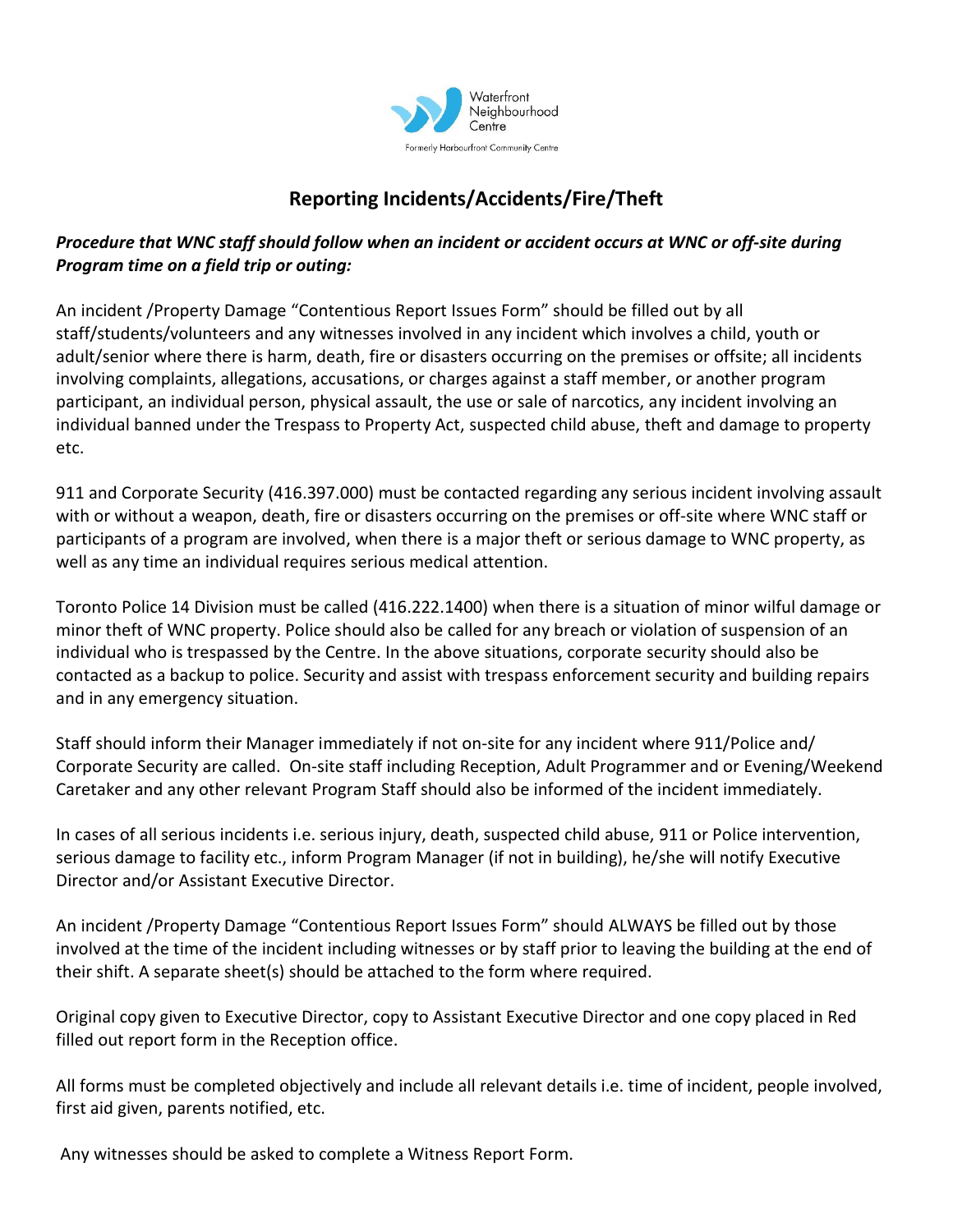Waterfront Neighbourhood Centre

Formerly Harbourfront Community Centre

# Reporting Incidents/Accidents/Fire/Theft

***Procedure that WNC staff should follow when an incident or accident occurs at WNC or off-site during Program time on a field trip or outing:***

An incident /Property Damage "Contentious Report Issues Form" should be filled out by all staff/students/volunteers and any witnesses involved in any incident which involves a child, youth or adult/senior where there is harm, death, fire or disasters occurring on the premises or offsite; all incidents involving complaints, allegations, accusations, or charges against a staff member, or another program participant, an individual person, physical assault, the use or sale of narcotics, any incident involving an individual banned under the Trespass to Property Act, suspected child abuse, theft and damage to property etc.

911 and Corporate Security (416.397.000) must be contacted regarding any serious incident involving assault with or without a weapon, death, fire or disasters occurring on the premises or off-site where WNC staff or participants of a program are involved, when there is a major theft or serious damage to WNC property, as well as any time an individual requires serious medical attention.

Toronto Police 14 Division must be called (416.222.1400) when there is a situation of minor wilful damage or minor theft of WNC property. Police should also be called for any breach or violation of suspension of an individual who is trespassed by the Centre. In the above situations, corporate security should also be contacted as a backup to police. Security and assist with trespass enforcement security and building repairs and in any emergency situation.

Staff should inform their Manager immediately if not on-site for any incident where 911/Police and/ Corporate Security are called. On-site staff including Reception, Adult Programmer and or Evening/Weekend Caretaker and any other relevant Program Staff should also be informed of the incident immediately.

In cases of all serious incidents i.e. serious injury, death, suspected child abuse, 911 or Police intervention, serious damage to facility etc., inform Program Manager (if not in building), he/she will notify Executive Director and/or Assistant Executive Director.

An incident /Property Damage "Contentious Report Issues Form" should ALWAYS be filled out by those involved at the time of the incident including witnesses or by staff prior to leaving the building at the end of their shift. A separate sheet(s) should be attached to the form where required.

Original copy given to Executive Director, copy to Assistant Executive Director and one copy placed in Red filled out report form in the Reception office.

All forms must be completed objectively and include all relevant details i.e. time of incident, people involved, first aid given, parents notified, etc.

Any witnesses should be asked to complete a Witness Report Form.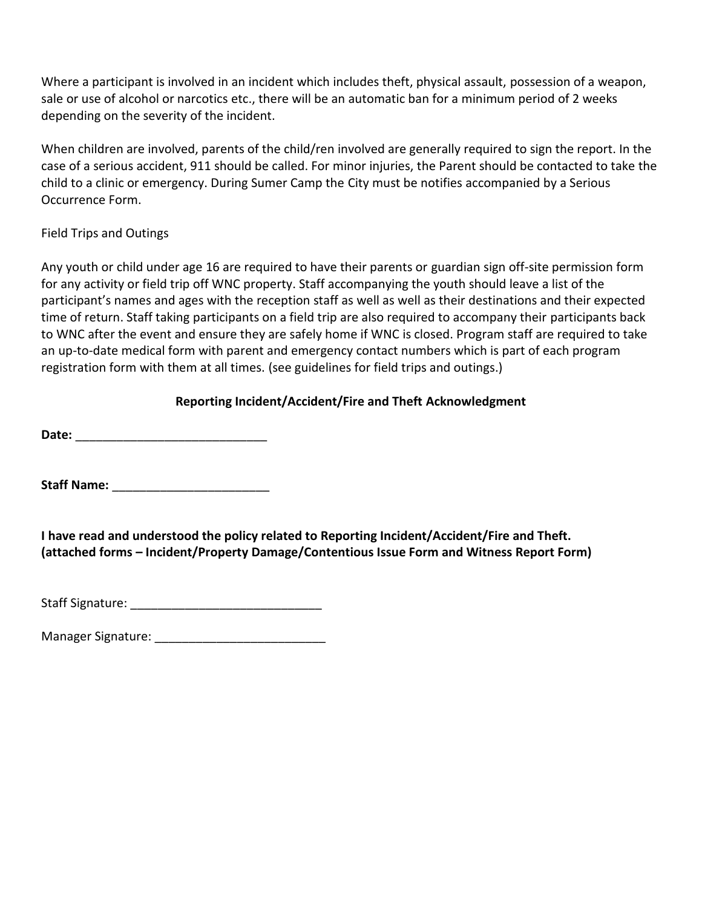Where a participant is involved in an incident which includes theft, physical assault, possession of a weapon, sale or use of alcohol or narcotics etc., there will be an automatic ban for a minimum period of 2 weeks depending on the severity of the incident.

When children are involved, parents of the child/ren involved are generally required to sign the report. In the case of a serious accident, 911 should be called. For minor injuries, the Parent should be contacted to take the child to a clinic or emergency. During Sumer Camp the City must be notifies accompanied by a Serious Occurrence Form.

Field Trips and Outings

Any youth or child under age 16 are required to have their parents or guardian sign off-site permission form for any activity or field trip off WNC property. Staff accompanying the youth should leave a list of the participant's names and ages with the reception staff as well as well as their destinations and their expected time of return. Staff taking participants on a field trip are also required to accompany their participants back to WNC after the event and ensure they are safely home if WNC is closed. Program staff are required to take an up-to-date medical form with parent and emergency contact numbers which is part of each program registration form with them at all times. (see guidelines for field trips and outings.)

**Reporting Incident/Accident/Fire and Theft Acknowledgment**

**Date:** ____________________________

**Staff Name:** _______________________

**I have read and understood the policy related to Reporting Incident/Accident/Fire and Theft. (attached forms – Incident/Property Damage/Contentious Issue Form and Witness Report Form)**

Staff Signature: ____________________________

Manager Signature: _________________________